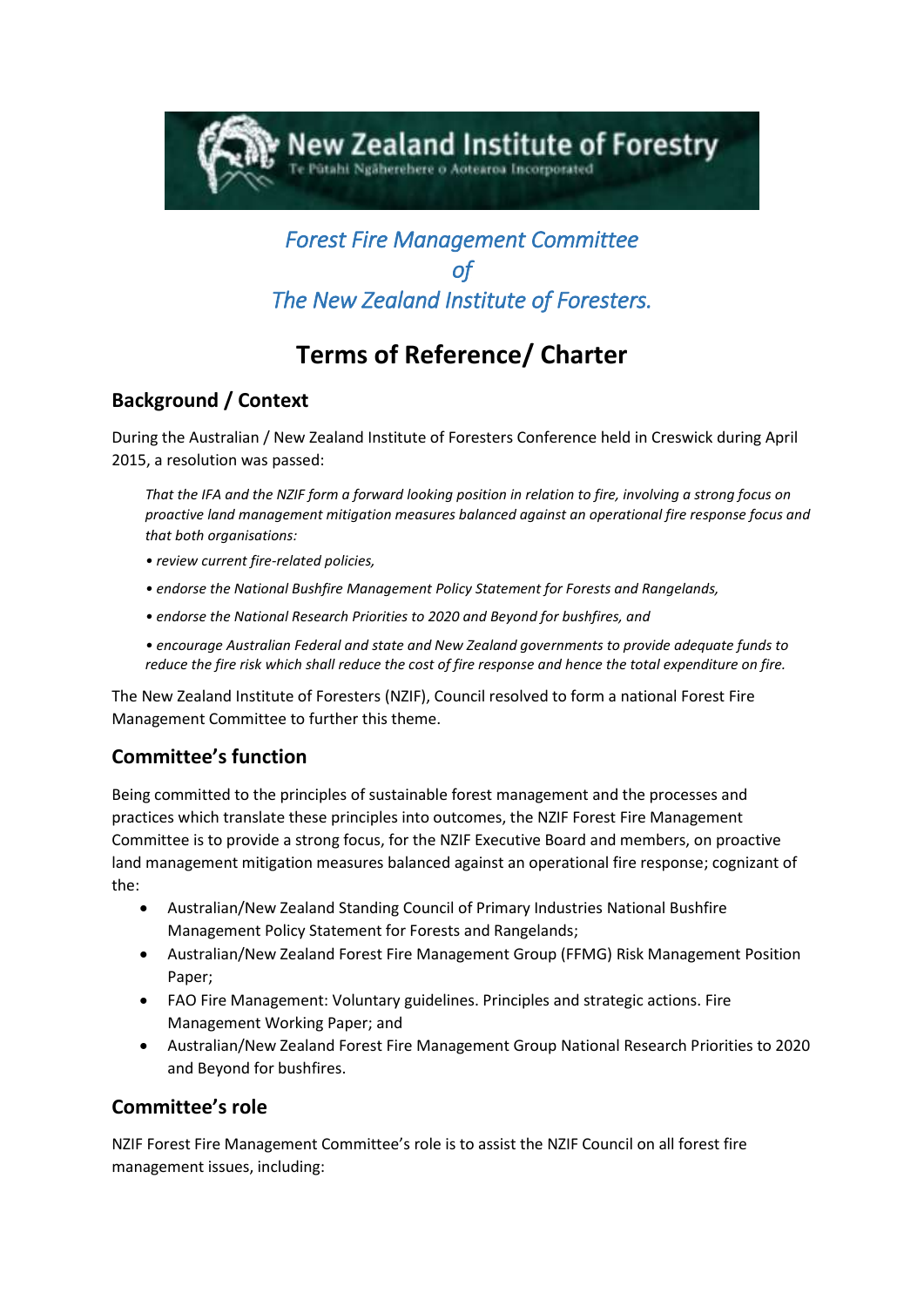New Zealand Institute of Forestry

Te Pūtahi Ngāherehere o Aotearoa Incorporated

*Forest Fire Management Committee*

*of*

*The New Zealand Institute of Foresters.*

# Terms of Reference/ Charter

## Background / Context

During the Australian / New Zealand Institute of Foresters Conference held in Creswick during April 2015, a resolution was passed:

> *That the IFA and the NZIF form a forward looking position in relation to fire, involving a strong focus on proactive land management mitigation measures balanced against an operational fire response focus and that both organisations:*
>
> *• review current fire-related policies,*
>
> *• endorse the National Bushfire Management Policy Statement for Forests and Rangelands,*
>
> *• endorse the National Research Priorities to 2020 and Beyond for bushfires, and*
>
> *• encourage Australian Federal and state and New Zealand governments to provide adequate funds to reduce the fire risk which shall reduce the cost of fire response and hence the total expenditure on fire.*

The New Zealand Institute of Foresters (NZIF), Council resolved to form a national Forest Fire Management Committee to further this theme.

## Committee's function

Being committed to the principles of sustainable forest management and the processes and practices which translate these principles into outcomes, the NZIF Forest Fire Management Committee is to provide a strong focus, for the NZIF Executive Board and members, on proactive land management mitigation measures balanced against an operational fire response; cognizant of the:

- Australian/New Zealand Standing Council of Primary Industries National Bushfire Management Policy Statement for Forests and Rangelands;
- Australian/New Zealand Forest Fire Management Group (FFMG) Risk Management Position Paper;
- FAO Fire Management: Voluntary guidelines. Principles and strategic actions. Fire Management Working Paper; and
- Australian/New Zealand Forest Fire Management Group National Research Priorities to 2020 and Beyond for bushfires.

## Committee's role

NZIF Forest Fire Management Committee's role is to assist the NZIF Council on all forest fire management issues, including: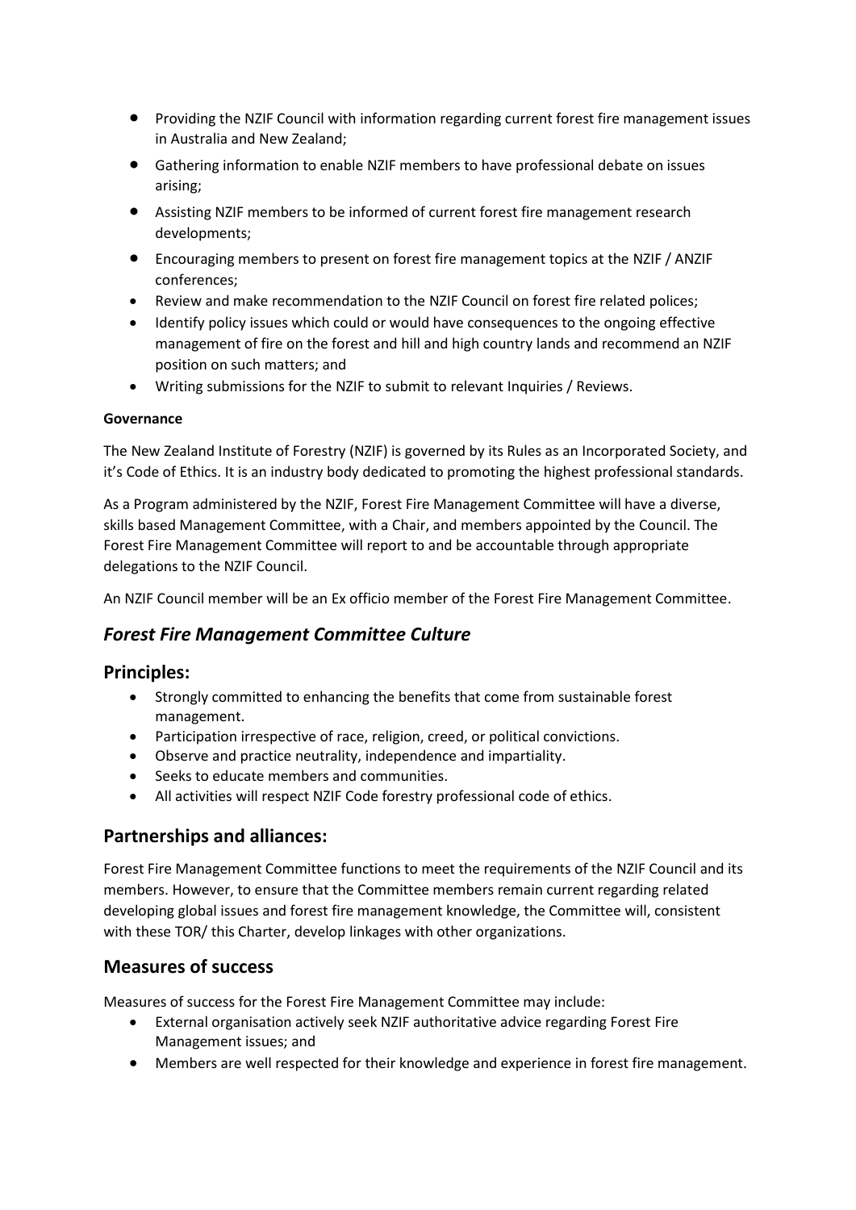- Providing the NZIF Council with information regarding current forest fire management issues in Australia and New Zealand;
- Gathering information to enable NZIF members to have professional debate on issues arising;
- Assisting NZIF members to be informed of current forest fire management research developments;
- Encouraging members to present on forest fire management topics at the NZIF / ANZIF conferences;
- Review and make recommendation to the NZIF Council on forest fire related polices;
- Identify policy issues which could or would have consequences to the ongoing effective management of fire on the forest and hill and high country lands and recommend an NZIF position on such matters; and
- Writing submissions for the NZIF to submit to relevant Inquiries / Reviews.

**Governance**

The New Zealand Institute of Forestry (NZIF) is governed by its Rules as an Incorporated Society, and it's Code of Ethics. It is an industry body dedicated to promoting the highest professional standards.

As a Program administered by the NZIF, Forest Fire Management Committee will have a diverse, skills based Management Committee, with a Chair, and members appointed by the Council. The Forest Fire Management Committee will report to and be accountable through appropriate delegations to the NZIF Council.

An NZIF Council member will be an Ex officio member of the Forest Fire Management Committee.

## *Forest Fire Management Committee Culture*

## Principles:

- Strongly committed to enhancing the benefits that come from sustainable forest management.
- Participation irrespective of race, religion, creed, or political convictions.
- Observe and practice neutrality, independence and impartiality.
- Seeks to educate members and communities.
- All activities will respect NZIF Code forestry professional code of ethics.

## Partnerships and alliances:

Forest Fire Management Committee functions to meet the requirements of the NZIF Council and its members. However, to ensure that the Committee members remain current regarding related developing global issues and forest fire management knowledge, the Committee will, consistent with these TOR/ this Charter, develop linkages with other organizations.

## Measures of success

Measures of success for the Forest Fire Management Committee may include:

- External organisation actively seek NZIF authoritative advice regarding Forest Fire Management issues; and
- Members are well respected for their knowledge and experience in forest fire management.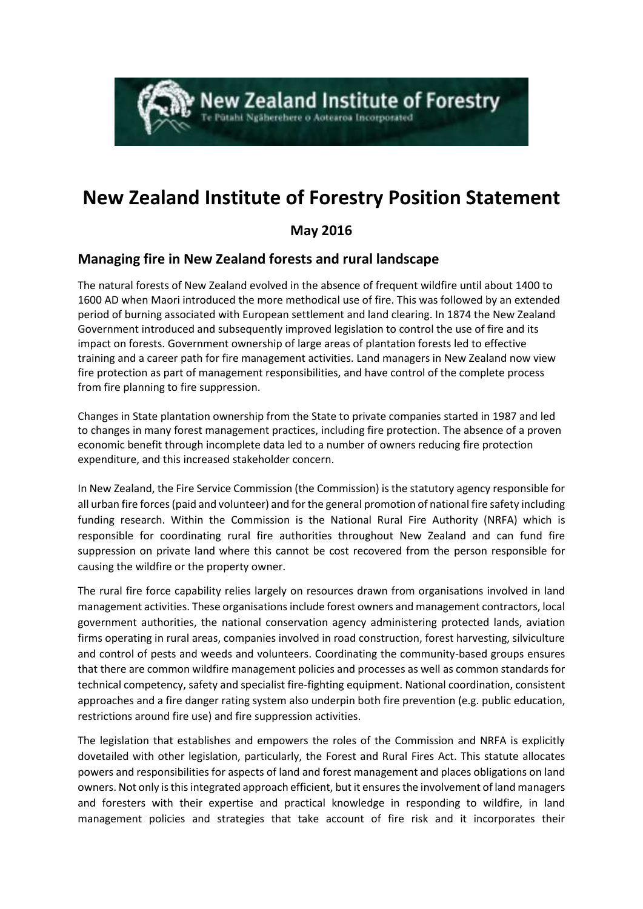# New Zealand Institute of Forestry Position Statement

## May 2016

### Managing fire in New Zealand forests and rural landscape

The natural forests of New Zealand evolved in the absence of frequent wildfire until about 1400 to 1600 AD when Maori introduced the more methodical use of fire. This was followed by an extended period of burning associated with European settlement and land clearing. In 1874 the New Zealand Government introduced and subsequently improved legislation to control the use of fire and its impact on forests. Government ownership of large areas of plantation forests led to effective training and a career path for fire management activities. Land managers in New Zealand now view fire protection as part of management responsibilities, and have control of the complete process from fire planning to fire suppression.

Changes in State plantation ownership from the State to private companies started in 1987 and led to changes in many forest management practices, including fire protection. The absence of a proven economic benefit through incomplete data led to a number of owners reducing fire protection expenditure, and this increased stakeholder concern.

In New Zealand, the Fire Service Commission (the Commission) is the statutory agency responsible for all urban fire forces (paid and volunteer) and for the general promotion of national fire safety including funding research. Within the Commission is the National Rural Fire Authority (NRFA) which is responsible for coordinating rural fire authorities throughout New Zealand and can fund fire suppression on private land where this cannot be cost recovered from the person responsible for causing the wildfire or the property owner.

The rural fire force capability relies largely on resources drawn from organisations involved in land management activities. These organisations include forest owners and management contractors, local government authorities, the national conservation agency administering protected lands, aviation firms operating in rural areas, companies involved in road construction, forest harvesting, silviculture and control of pests and weeds and volunteers. Coordinating the community-based groups ensures that there are common wildfire management policies and processes as well as common standards for technical competency, safety and specialist fire-fighting equipment. National coordination, consistent approaches and a fire danger rating system also underpin both fire prevention (e.g. public education, restrictions around fire use) and fire suppression activities.

The legislation that establishes and empowers the roles of the Commission and NRFA is explicitly dovetailed with other legislation, particularly, the Forest and Rural Fires Act. This statute allocates powers and responsibilities for aspects of land and forest management and places obligations on land owners. Not only is this integrated approach efficient, but it ensures the involvement of land managers and foresters with their expertise and practical knowledge in responding to wildfire, in land management policies and strategies that take account of fire risk and it incorporates their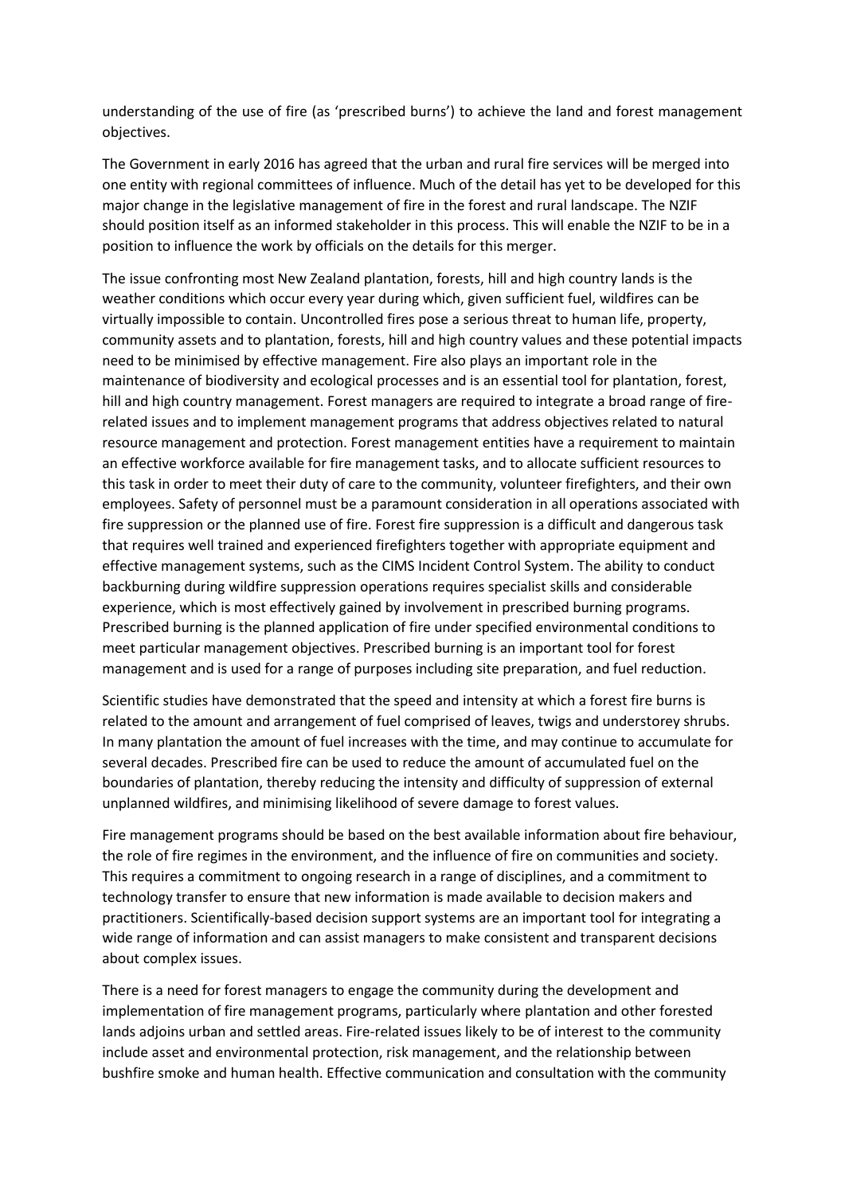understanding of the use of fire (as 'prescribed burns') to achieve the land and forest management objectives.

The Government in early 2016 has agreed that the urban and rural fire services will be merged into one entity with regional committees of influence. Much of the detail has yet to be developed for this major change in the legislative management of fire in the forest and rural landscape. The NZIF should position itself as an informed stakeholder in this process. This will enable the NZIF to be in a position to influence the work by officials on the details for this merger.

The issue confronting most New Zealand plantation, forests, hill and high country lands is the weather conditions which occur every year during which, given sufficient fuel, wildfires can be virtually impossible to contain. Uncontrolled fires pose a serious threat to human life, property, community assets and to plantation, forests, hill and high country values and these potential impacts need to be minimised by effective management. Fire also plays an important role in the maintenance of biodiversity and ecological processes and is an essential tool for plantation, forest, hill and high country management. Forest managers are required to integrate a broad range of fire-related issues and to implement management programs that address objectives related to natural resource management and protection. Forest management entities have a requirement to maintain an effective workforce available for fire management tasks, and to allocate sufficient resources to this task in order to meet their duty of care to the community, volunteer firefighters, and their own employees. Safety of personnel must be a paramount consideration in all operations associated with fire suppression or the planned use of fire. Forest fire suppression is a difficult and dangerous task that requires well trained and experienced firefighters together with appropriate equipment and effective management systems, such as the CIMS Incident Control System. The ability to conduct backburning during wildfire suppression operations requires specialist skills and considerable experience, which is most effectively gained by involvement in prescribed burning programs. Prescribed burning is the planned application of fire under specified environmental conditions to meet particular management objectives. Prescribed burning is an important tool for forest management and is used for a range of purposes including site preparation, and fuel reduction.

Scientific studies have demonstrated that the speed and intensity at which a forest fire burns is related to the amount and arrangement of fuel comprised of leaves, twigs and understorey shrubs. In many plantation the amount of fuel increases with the time, and may continue to accumulate for several decades. Prescribed fire can be used to reduce the amount of accumulated fuel on the boundaries of plantation, thereby reducing the intensity and difficulty of suppression of external unplanned wildfires, and minimising likelihood of severe damage to forest values.

Fire management programs should be based on the best available information about fire behaviour, the role of fire regimes in the environment, and the influence of fire on communities and society. This requires a commitment to ongoing research in a range of disciplines, and a commitment to technology transfer to ensure that new information is made available to decision makers and practitioners. Scientifically-based decision support systems are an important tool for integrating a wide range of information and can assist managers to make consistent and transparent decisions about complex issues.

There is a need for forest managers to engage the community during the development and implementation of fire management programs, particularly where plantation and other forested lands adjoins urban and settled areas. Fire-related issues likely to be of interest to the community include asset and environmental protection, risk management, and the relationship between bushfire smoke and human health. Effective communication and consultation with the community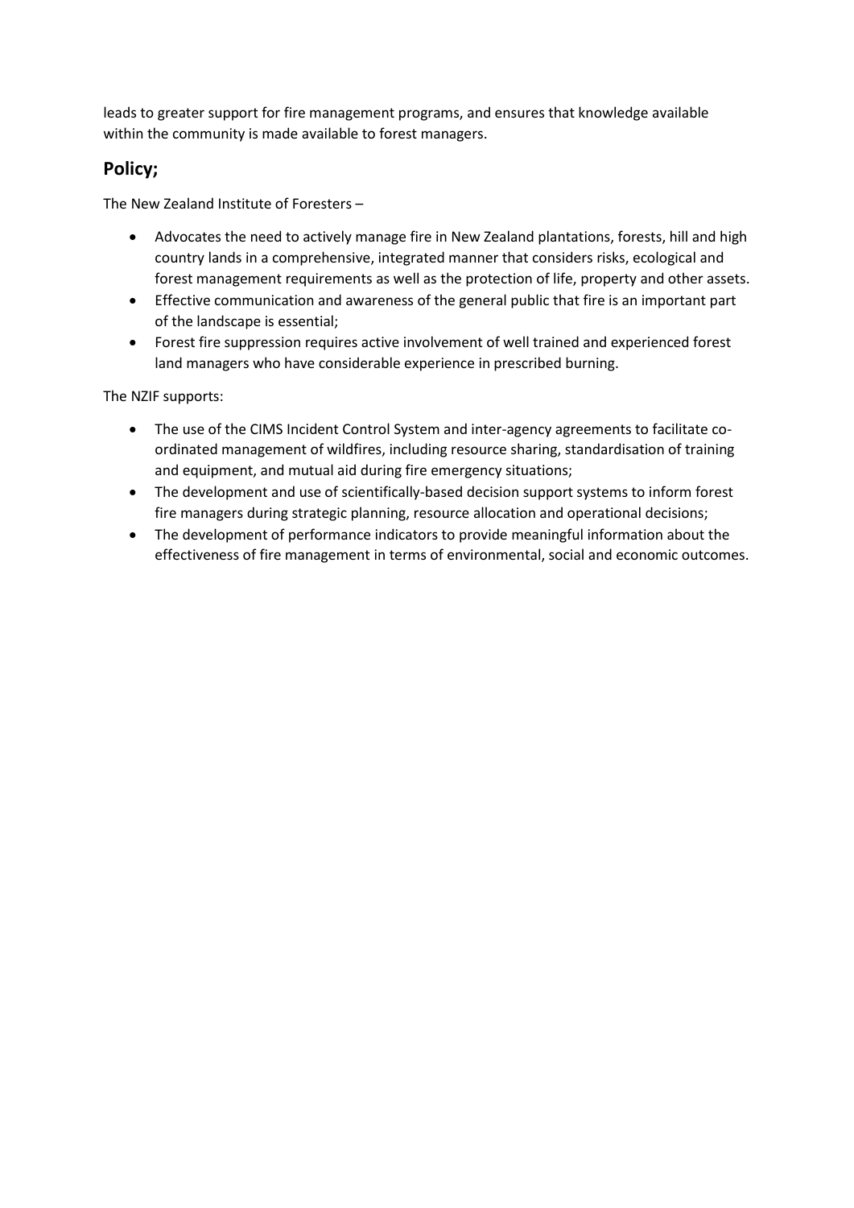leads to greater support for fire management programs, and ensures that knowledge available within the community is made available to forest managers.

## Policy;

The New Zealand Institute of Foresters –

- Advocates the need to actively manage fire in New Zealand plantations, forests, hill and high country lands in a comprehensive, integrated manner that considers risks, ecological and forest management requirements as well as the protection of life, property and other assets.
- Effective communication and awareness of the general public that fire is an important part of the landscape is essential;
- Forest fire suppression requires active involvement of well trained and experienced forest land managers who have considerable experience in prescribed burning.

The NZIF supports:

- The use of the CIMS Incident Control System and inter-agency agreements to facilitate co-ordinated management of wildfires, including resource sharing, standardisation of training and equipment, and mutual aid during fire emergency situations;
- The development and use of scientifically-based decision support systems to inform forest fire managers during strategic planning, resource allocation and operational decisions;
- The development of performance indicators to provide meaningful information about the effectiveness of fire management in terms of environmental, social and economic outcomes.